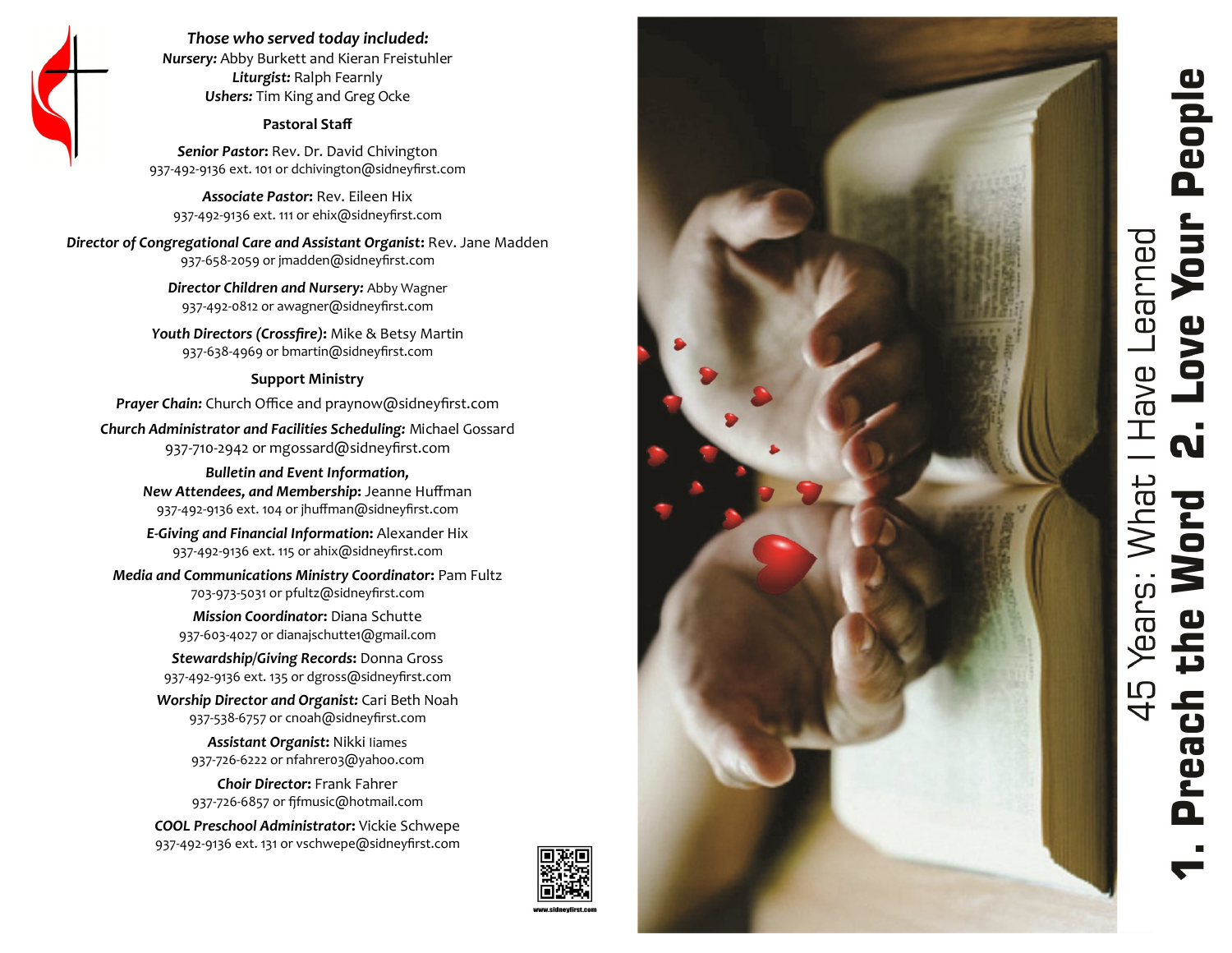*Those who served today included:*
***Nursery:*** Abby Burkett and Kieran Freistuhler
***Liturgist:*** Ralph Fearnly
***Ushers:*** Tim King and Greg Ocke

**Pastoral Staff**

***Senior Pastor:*** Rev. Dr. David Chivington
937-492-9136 ext. 101 or dchivington@sidneyfirst.com

***Associate Pastor:*** Rev. Eileen Hix
937-492-9136 ext. 111 or ehix@sidneyfirst.com

***Director of Congregational Care and Assistant Organist:*** Rev. Jane Madden
937-658-2059 or jmadden@sidneyfirst.com

***Director Children and Nursery:*** Abby Wagner
937-492-0812 or awagner@sidneyfirst.com

***Youth Directors (Crossfire):*** Mike & Betsy Martin
937-638-4969 or bmartin@sidneyfirst.com

**Support Ministry**

***Prayer Chain:*** Church Office and praynow@sidneyfirst.com

***Church Administrator and Facilities Scheduling:*** Michael Gossard
937-710-2942 or mgossard@sidneyfirst.com

***Bulletin and Event Information, New Attendees, and Membership:*** Jeanne Huffman
937-492-9136 ext. 104 or jhuffman@sidneyfirst.com

***E-Giving and Financial Information:*** Alexander Hix
937-492-9136 ext. 115 or ahix@sidneyfirst.com

***Media and Communications Ministry Coordinator:*** Pam Fultz
703-973-5031 or pfultz@sidneyfirst.com

***Mission Coordinator:*** Diana Schutte
937-603-4027 or dianajschutte1@gmail.com

***Stewardship/Giving Records:*** Donna Gross
937-492-9136 ext. 135 or dgross@sidneyfirst.com

***Worship Director and Organist:*** Cari Beth Noah
937-538-6757 or cnoah@sidneyfirst.com

***Assistant Organist:*** Nikki Iiames
937-726-6222 or nfahrer03@yahoo.com

***Choir Director:*** Frank Fahrer
937-726-6857 or fjfmusic@hotmail.com

***COOL Preschool Administrator:*** Vickie Schwepe
937-492-9136 ext. 131 or vschwepe@sidneyfirst.com

www.sidneyfirst.com

# 45 Years: What I Have Learned

# 1. Preach the Word 2. Love Your People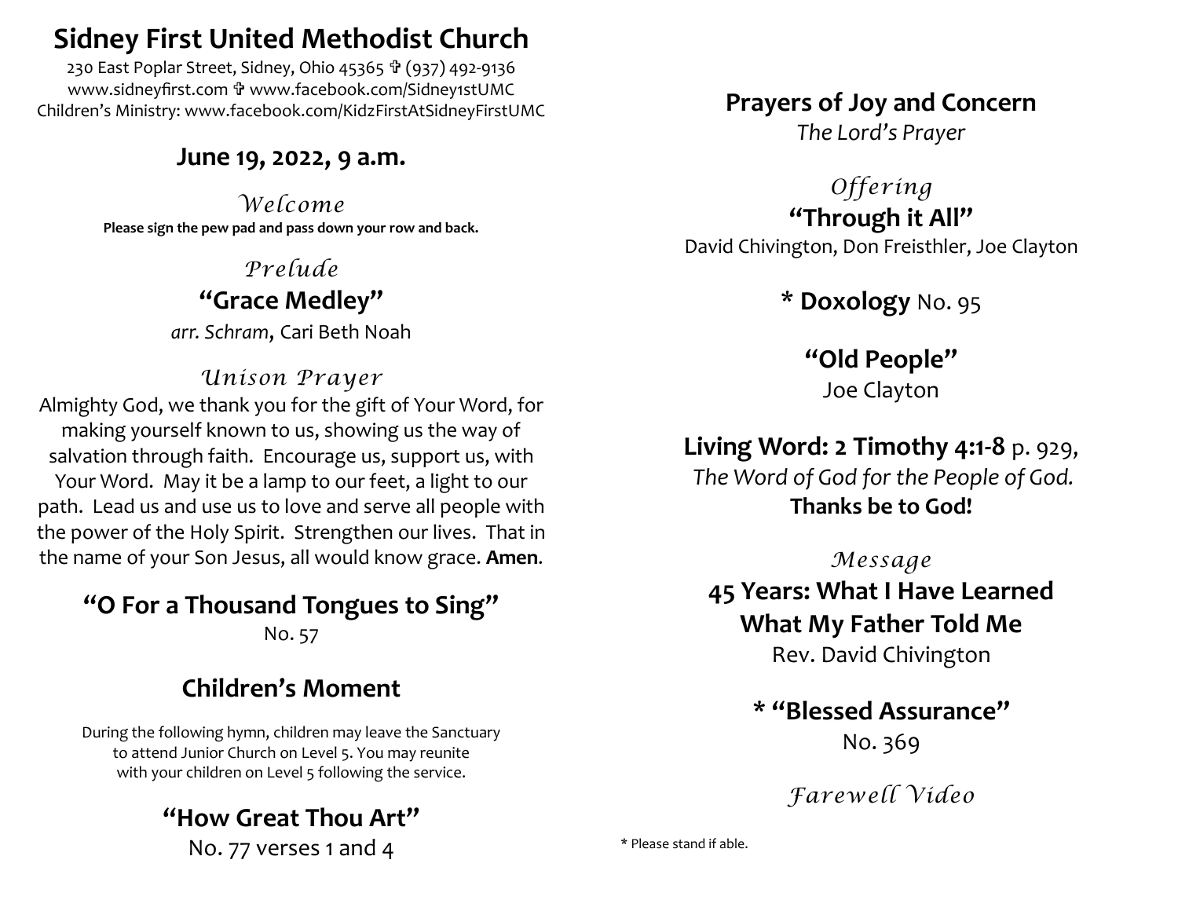# Sidney First United Methodist Church

230 East Poplar Street, Sidney, Ohio 45365 ✞ (937) 492-9136
www.sidneyfirst.com ✞ www.facebook.com/Sidney1stUMC
Children's Ministry: www.facebook.com/KidzFirstAtSidneyFirstUMC

## June 19, 2022, 9 a.m.

*Welcome*

**Please sign the pew pad and pass down your row and back.**

*Prelude*

**"Grace Medley"**

*arr. Schram*, Cari Beth Noah

*Unison Prayer*

Almighty God, we thank you for the gift of Your Word, for making yourself known to us, showing us the way of salvation through faith. Encourage us, support us, with Your Word. May it be a lamp to our feet, a light to our path. Lead us and use us to love and serve all people with the power of the Holy Spirit. Strengthen our lives. That in the name of your Son Jesus, all would know grace. **Amen**.

**"O For a Thousand Tongues to Sing"**
No. 57

**Children's Moment**

During the following hymn, children may leave the Sanctuary to attend Junior Church on Level 5. You may reunite with your children on Level 5 following the service.

**"How Great Thou Art"**
No. 77 verses 1 and 4

**Prayers of Joy and Concern**
*The Lord's Prayer*

*Offering*

**"Through it All"**
David Chivington, Don Freisthler, Joe Clayton

**\* Doxology** No. 95

**"Old People"**
Joe Clayton

**Living Word: 2 Timothy 4:1-8** p. 929,
*The Word of God for the People of God.*
**Thanks be to God!**

*Message*

**45 Years: What I Have Learned**
**What My Father Told Me**
Rev. David Chivington

**\* "Blessed Assurance"**
No. 369

*Farewell Video*

\* Please stand if able.